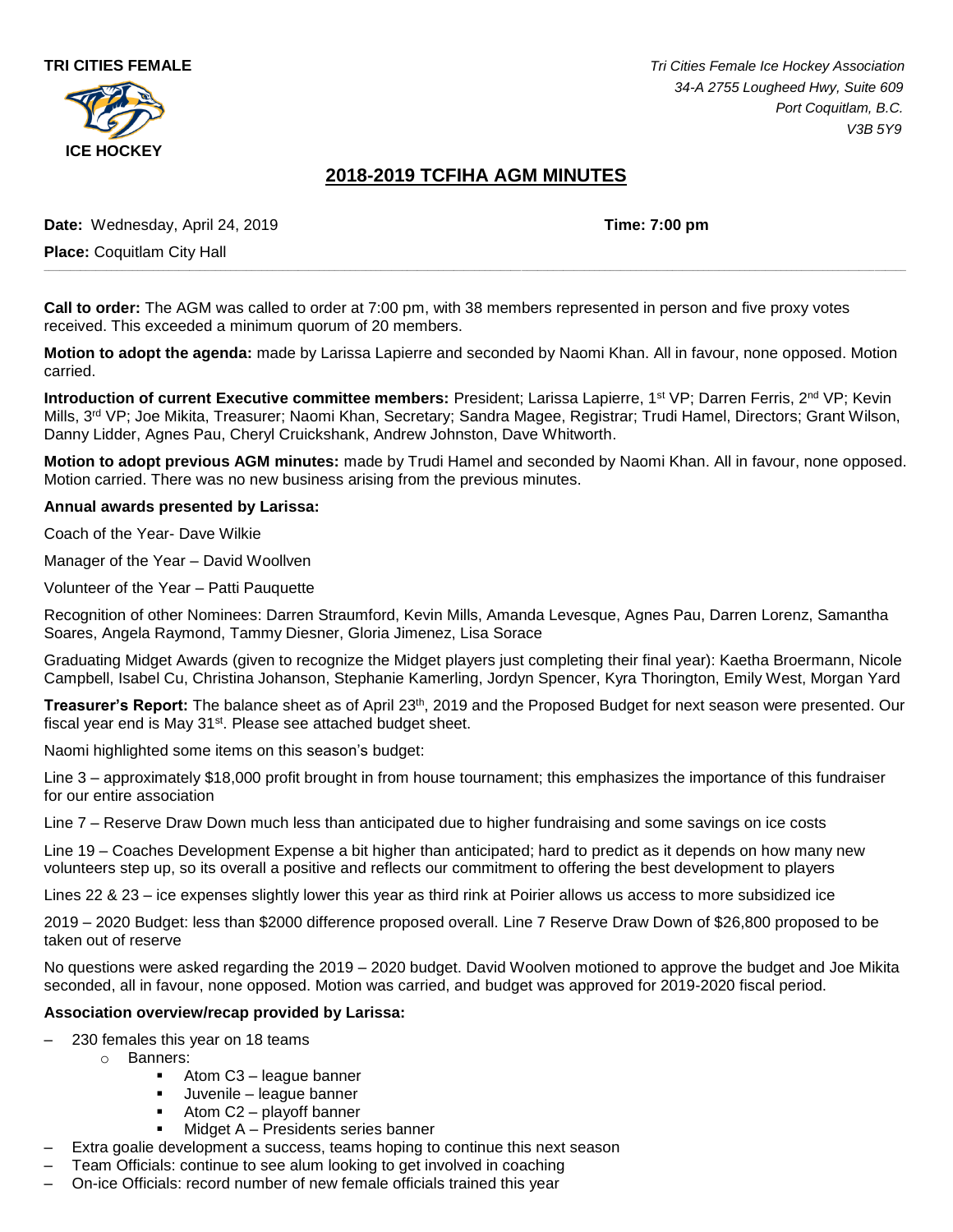**TRI CITIES FEMALE**

**ICE HOCKEY**

*Tri Cities Female Ice Hockey Association*
*34-A 2755 Lougheed Hwy, Suite 609*
*Port Coquitlam, B.C.*
*V3B 5Y9*

# 2018-2019 TCFIHA AGM MINUTES

**Date:** Wednesday, April 24, 2019 **Time: 7:00 pm**

**Place:** Coquitlam City Hall

---

**Call to order:** The AGM was called to order at 7:00 pm, with 38 members represented in person and five proxy votes received. This exceeded a minimum quorum of 20 members.

**Motion to adopt the agenda:** made by Larissa Lapierre and seconded by Naomi Khan. All in favour, none opposed. Motion carried.

**Introduction of current Executive committee members:** President; Larissa Lapierre, 1st VP; Darren Ferris, 2nd VP; Kevin Mills, 3rd VP; Joe Mikita, Treasurer; Naomi Khan, Secretary; Sandra Magee, Registrar; Trudi Hamel, Directors; Grant Wilson, Danny Lidder, Agnes Pau, Cheryl Cruickshank, Andrew Johnston, Dave Whitworth.

**Motion to adopt previous AGM minutes:** made by Trudi Hamel and seconded by Naomi Khan. All in favour, none opposed. Motion carried. There was no new business arising from the previous minutes.

**Annual awards presented by Larissa:**

Coach of the Year- Dave Wilkie

Manager of the Year – David Woollven

Volunteer of the Year – Patti Pauquette

Recognition of other Nominees: Darren Straumford, Kevin Mills, Amanda Levesque, Agnes Pau, Darren Lorenz, Samantha Soares, Angela Raymond, Tammy Diesner, Gloria Jimenez, Lisa Sorace

Graduating Midget Awards (given to recognize the Midget players just completing their final year): Kaetha Broermann, Nicole Campbell, Isabel Cu, Christina Johanson, Stephanie Kamerling, Jordyn Spencer, Kyra Thorington, Emily West, Morgan Yard

**Treasurer's Report:** The balance sheet as of April 23th, 2019 and the Proposed Budget for next season were presented. Our fiscal year end is May 31st. Please see attached budget sheet.

Naomi highlighted some items on this season's budget:

Line 3 – approximately $18,000 profit brought in from house tournament; this emphasizes the importance of this fundraiser for our entire association

Line 7 – Reserve Draw Down much less than anticipated due to higher fundraising and some savings on ice costs

Line 19 – Coaches Development Expense a bit higher than anticipated; hard to predict as it depends on how many new volunteers step up, so its overall a positive and reflects our commitment to offering the best development to players

Lines 22 & 23 – ice expenses slightly lower this year as third rink at Poirier allows us access to more subsidized ice

2019 – 2020 Budget: less than $2000 difference proposed overall. Line 7 Reserve Draw Down of $26,800 proposed to be taken out of reserve

No questions were asked regarding the 2019 – 2020 budget. David Woolven motioned to approve the budget and Joe Mikita seconded, all in favour, none opposed. Motion was carried, and budget was approved for 2019-2020 fiscal period.

**Association overview/recap provided by Larissa:**

- 230 females this year on 18 teams
  - Banners:
    - Atom C3 – league banner
    - Juvenile – league banner
    - Atom C2 – playoff banner
    - Midget A – Presidents series banner
- Extra goalie development a success, teams hoping to continue this next season
- Team Officials: continue to see alum looking to get involved in coaching
- On-ice Officials: record number of new female officials trained this year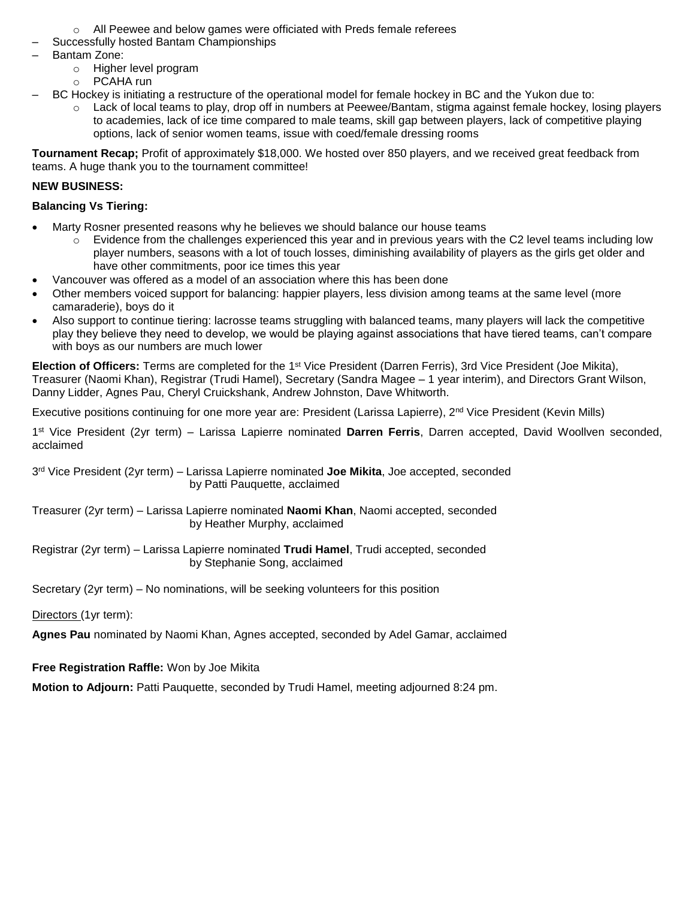- All Peewee and below games were officiated with Preds female referees
- Successfully hosted Bantam Championships
- Bantam Zone:
  - Higher level program
  - PCAHA run
- BC Hockey is initiating a restructure of the operational model for female hockey in BC and the Yukon due to:
  - Lack of local teams to play, drop off in numbers at Peewee/Bantam, stigma against female hockey, losing players to academies, lack of ice time compared to male teams, skill gap between players, lack of competitive playing options, lack of senior women teams, issue with coed/female dressing rooms

**Tournament Recap;** Profit of approximately $18,000. We hosted over 850 players, and we received great feedback from teams. A huge thank you to the tournament committee!

**NEW BUSINESS:**

**Balancing Vs Tiering:**

- Marty Rosner presented reasons why he believes we should balance our house teams
  - Evidence from the challenges experienced this year and in previous years with the C2 level teams including low player numbers, seasons with a lot of touch losses, diminishing availability of players as the girls get older and have other commitments, poor ice times this year
- Vancouver was offered as a model of an association where this has been done
- Other members voiced support for balancing: happier players, less division among teams at the same level (more camaraderie), boys do it
- Also support to continue tiering: lacrosse teams struggling with balanced teams, many players will lack the competitive play they believe they need to develop, we would be playing against associations that have tiered teams, can't compare with boys as our numbers are much lower

**Election of Officers:** Terms are completed for the 1st Vice President (Darren Ferris), 3rd Vice President (Joe Mikita), Treasurer (Naomi Khan), Registrar (Trudi Hamel), Secretary (Sandra Magee – 1 year interim), and Directors Grant Wilson, Danny Lidder, Agnes Pau, Cheryl Cruickshank, Andrew Johnston, Dave Whitworth.

Executive positions continuing for one more year are: President (Larissa Lapierre), 2nd Vice President (Kevin Mills)

1st Vice President (2yr term) – Larissa Lapierre nominated **Darren Ferris**, Darren accepted, David Woollven seconded, acclaimed

3rd Vice President (2yr term) – Larissa Lapierre nominated **Joe Mikita**, Joe accepted, seconded by Patti Pauquette, acclaimed

Treasurer (2yr term) – Larissa Lapierre nominated **Naomi Khan**, Naomi accepted, seconded by Heather Murphy, acclaimed

Registrar (2yr term) – Larissa Lapierre nominated **Trudi Hamel**, Trudi accepted, seconded by Stephanie Song, acclaimed

Secretary (2yr term) – No nominations, will be seeking volunteers for this position

<u>Directors</u> (1yr term):

**Agnes Pau** nominated by Naomi Khan, Agnes accepted, seconded by Adel Gamar, acclaimed

**Free Registration Raffle:** Won by Joe Mikita

**Motion to Adjourn:** Patti Pauquette, seconded by Trudi Hamel, meeting adjourned 8:24 pm.